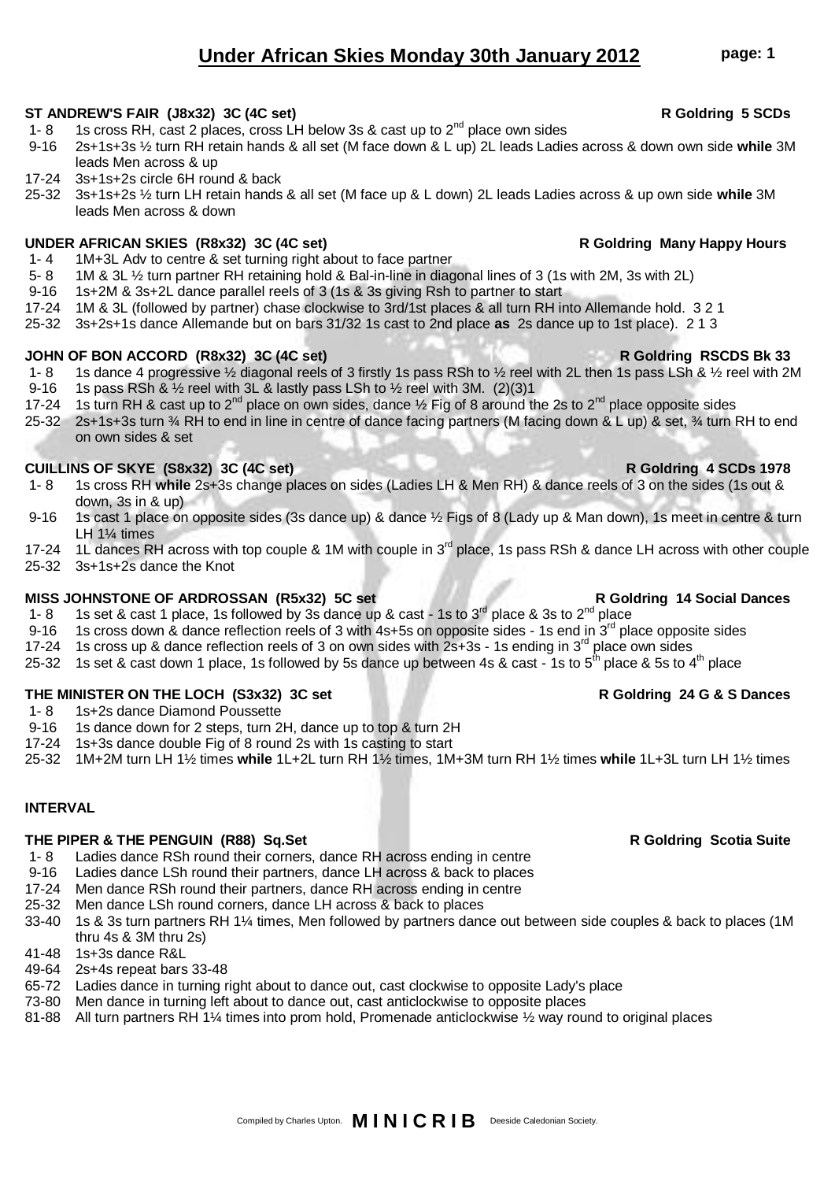# Under African Skies Monday 30th January 2012

**ST ANDREW'S FAIR (J8x32) 3C (4C set)** **R Goldring 5 SCDs**

- 1- 8 1s cross RH, cast 2 places, cross LH below 3s & cast up to 2nd place own sides
- 9-16 2s+1s+3s ½ turn RH retain hands & all set (M face down & L up) 2L leads Ladies across & down own side **while** 3M leads Men across & up
- 17-24 3s+1s+2s circle 6H round & back
- 25-32 3s+1s+2s ½ turn LH retain hands & all set (M face up & L down) 2L leads Ladies across & up own side **while** 3M leads Men across & down

**UNDER AFRICAN SKIES (R8x32) 3C (4C set)** **R Goldring Many Happy Hours**

- 1- 4 1M+3L Adv to centre & set turning right about to face partner
- 5- 8 1M & 3L ½ turn partner RH retaining hold & Bal-in-line in diagonal lines of 3 (1s with 2M, 3s with 2L)
- 9-16 1s+2M & 3s+2L dance parallel reels of 3 (1s & 3s giving Rsh to partner to start
- 17-24 1M & 3L (followed by partner) chase clockwise to 3rd/1st places & all turn RH into Allemande hold. 3 2 1
- 25-32 3s+2s+1s dance Allemande but on bars 31/32 1s cast to 2nd place **as** 2s dance up to 1st place). 2 1 3

**JOHN OF BON ACCORD (R8x32) 3C (4C set)** **R Goldring RSCDS Bk 33**

- 1- 8 1s dance 4 progressive ½ diagonal reels of 3 firstly 1s pass RSh to ½ reel with 2L then 1s pass LSh & ½ reel with 2M
- 9-16 1s pass RSh & ½ reel with 3L & lastly pass LSh to ½ reel with 3M. (2)(3)1
- 17-24 1s turn RH & cast up to 2nd place on own sides, dance ½ Fig of 8 around the 2s to 2nd place opposite sides
- 25-32 2s+1s+3s turn ¾ RH to end in line in centre of dance facing partners (M facing down & L up) & set, ¾ turn RH to end on own sides & set

**CUILLINS OF SKYE (S8x32) 3C (4C set)** **R Goldring 4 SCDs 1978**

- 1- 8 1s cross RH **while** 2s+3s change places on sides (Ladies LH & Men RH) & dance reels of 3 on the sides (1s out & down, 3s in & up)
- 9-16 1s cast 1 place on opposite sides (3s dance up) & dance ½ Figs of 8 (Lady up & Man down), 1s meet in centre & turn LH 1¼ times
- 17-24 1L dances RH across with top couple & 1M with couple in 3rd place, 1s pass RSh & dance LH across with other couple
- 25-32 3s+1s+2s dance the Knot

**MISS JOHNSTONE OF ARDROSSAN (R5x32) 5C set** **R Goldring 14 Social Dances**

- 1- 8 1s set & cast 1 place, 1s followed by 3s dance up & cast - 1s to 3rd place & 3s to 2nd place
- 9-16 1s cross down & dance reflection reels of 3 with 4s+5s on opposite sides - 1s end in 3rd place opposite sides
- 17-24 1s cross up & dance reflection reels of 3 on own sides with 2s+3s - 1s ending in 3rd place own sides
- 25-32 1s set & cast down 1 place, 1s followed by 5s dance up between 4s & cast - 1s to 5th place & 5s to 4th place

**THE MINISTER ON THE LOCH (S3x32) 3C set** **R Goldring 24 G & S Dances**

- 1- 8 1s+2s dance Diamond Poussette
- 9-16 1s dance down for 2 steps, turn 2H, dance up to top & turn 2H
- 17-24 1s+3s dance double Fig of 8 round 2s with 1s casting to start
- 25-32 1M+2M turn LH 1½ times **while** 1L+2L turn RH 1½ times, 1M+3M turn RH 1½ times **while** 1L+3L turn LH 1½ times

**INTERVAL**

**THE PIPER & THE PENGUIN (R88) Sq.Set** **R Goldring Scotia Suite**

- 1- 8 Ladies dance RSh round their corners, dance RH across ending in centre
- 9-16 Ladies dance LSh round their partners, dance LH across & back to places
- 17-24 Men dance RSh round their partners, dance RH across ending in centre
- 25-32 Men dance LSh round corners, dance LH across & back to places
- 33-40 1s & 3s turn partners RH 1¼ times, Men followed by partners dance out between side couples & back to places (1M thru 4s & 3M thru 2s)
- 41-48 1s+3s dance R&L
- 49-64 2s+4s repeat bars 33-48
- 65-72 Ladies dance in turning right about to dance out, cast clockwise to opposite Lady's place
- 73-80 Men dance in turning left about to dance out, cast anticlockwise to opposite places
- 81-88 All turn partners RH 1¼ times into prom hold, Promenade anticlockwise ½ way round to original places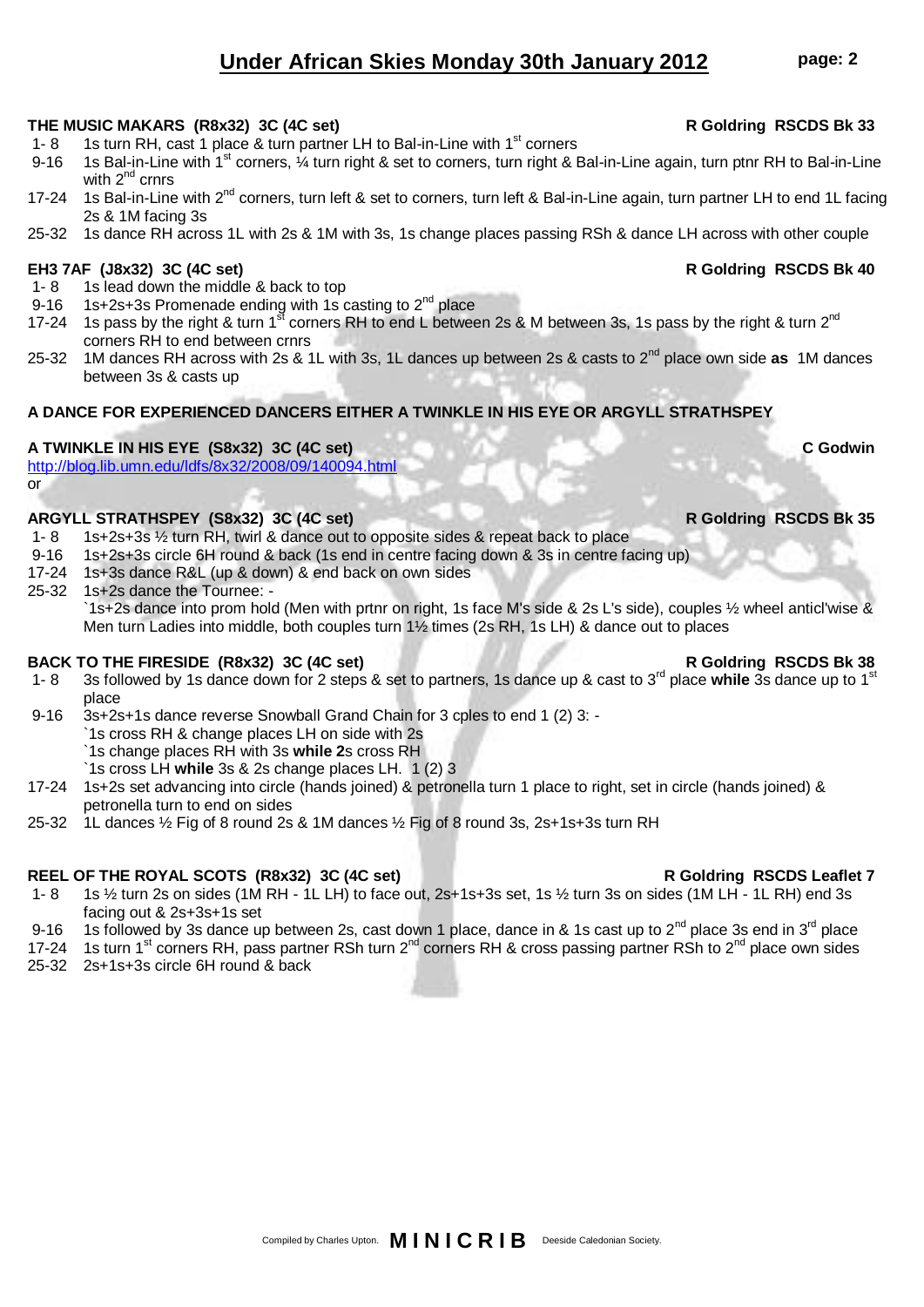# Under African Skies Monday 30th January 2012

**THE MUSIC MAKARS (R8x32) 3C (4C set)** **R Goldring RSCDS Bk 33**

- 1- 8 1s turn RH, cast 1 place & turn partner LH to Bal-in-Line with 1st corners
- 9-16 1s Bal-in-Line with 1st corners, ¼ turn right & set to corners, turn right & Bal-in-Line again, turn ptnr RH to Bal-in-Line with 2nd crnrs
- 17-24 1s Bal-in-Line with 2nd corners, turn left & set to corners, turn left & Bal-in-Line again, turn partner LH to end 1L facing 2s & 1M facing 3s
- 25-32 1s dance RH across 1L with 2s & 1M with 3s, 1s change places passing RSh & dance LH across with other couple

**EH3 7AF (J8x32) 3C (4C set)** **R Goldring RSCDS Bk 40**

- 1- 8 1s lead down the middle & back to top
- 9-16 1s+2s+3s Promenade ending with 1s casting to 2nd place
- 17-24 1s pass by the right & turn 1st corners RH to end L between 2s & M between 3s, 1s pass by the right & turn 2nd corners RH to end between crnrs
- 25-32 1M dances RH across with 2s & 1L with 3s, 1L dances up between 2s & casts to 2nd place own side **as** 1M dances between 3s & casts up

**A DANCE FOR EXPERIENCED DANCERS EITHER A TWINKLE IN HIS EYE OR ARGYLL STRATHSPEY**

**A TWINKLE IN HIS EYE (S8x32) 3C (4C set)** **C Godwin**

http://blog.lib.umn.edu/ldfs/8x32/2008/09/140094.html

or

**ARGYLL STRATHSPEY (S8x32) 3C (4C set)** **R Goldring RSCDS Bk 35**

- 1- 8 1s+2s+3s ½ turn RH, twirl & dance out to opposite sides & repeat back to place
- 9-16 1s+2s+3s circle 6H round & back (1s end in centre facing down & 3s in centre facing up)
- 17-24 1s+3s dance R&L (up & down) & end back on own sides
- 25-32 1s+2s dance the Tournee: -
  `1s+2s dance into prom hold (Men with prtnr on right, 1s face M's side & 2s L's side), couples ½ wheel anticl'wise & Men turn Ladies into middle, both couples turn 1½ times (2s RH, 1s LH) & dance out to places

**BACK TO THE FIRESIDE (R8x32) 3C (4C set)** **R Goldring RSCDS Bk 38**

- 1- 8 3s followed by 1s dance down for 2 steps & set to partners, 1s dance up & cast to 3rd place **while** 3s dance up to 1st place
- 9-16 3s+2s+1s dance reverse Snowball Grand Chain for 3 cples to end 1 (2) 3: -
  `1s cross RH & change places LH on side with 2s
  `1s change places RH with 3s **while 2**s cross RH
  `1s cross LH **while** 3s & 2s change places LH. 1 (2) 3
- 17-24 1s+2s set advancing into circle (hands joined) & petronella turn 1 place to right, set in circle (hands joined) & petronella turn to end on sides
- 25-32 1L dances ½ Fig of 8 round 2s & 1M dances ½ Fig of 8 round 3s, 2s+1s+3s turn RH

**REEL OF THE ROYAL SCOTS (R8x32) 3C (4C set)** **R Goldring RSCDS Leaflet 7**

- 1- 8 1s ½ turn 2s on sides (1M RH - 1L LH) to face out, 2s+1s+3s set, 1s ½ turn 3s on sides (1M LH - 1L RH) end 3s facing out & 2s+3s+1s set
- 9-16 1s followed by 3s dance up between 2s, cast down 1 place, dance in & 1s cast up to 2nd place 3s end in 3rd place
- 17-24 1s turn 1st corners RH, pass partner RSh turn 2nd corners RH & cross passing partner RSh to 2nd place own sides
- 25-32 2s+1s+3s circle 6H round & back

Compiled by Charles Upton. **MINICRIB** Deeside Caledonian Society.